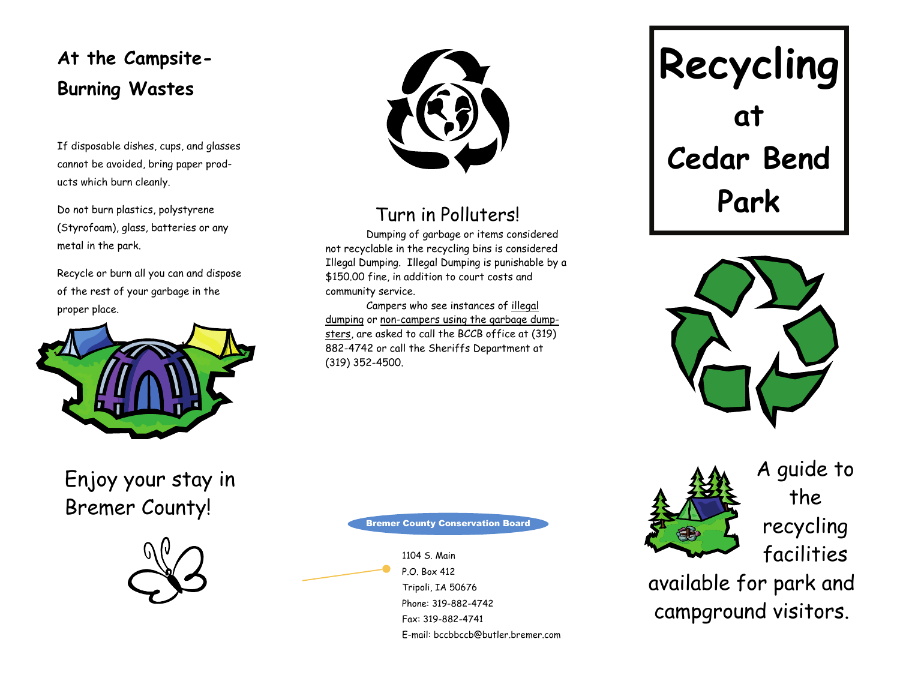## At the Campsite- Burning Wastes

If disposable dishes, cups, and glasses cannot be avoided, bring paper products which burn cleanly.

Do not burn plastics, polystyrene (Styrofoam), glass, batteries or any metal in the park.

Recycle or burn all you can and dispose of the rest of your garbage in the proper place.

Enjoy your stay in Bremer County!

## Turn in Polluters!

Dumping of garbage or items considered not recyclable in the recycling bins is considered Illegal Dumping. Illegal Dumping is punishable by a $150.00 fine, in addition to court costs and community service.

Campers who see instances of illegal dumping or non-campers using the garbage dumpsters, are asked to call the BCCB office at (319) 882-4742 or call the Sheriffs Department at (319) 352-4500.

**Bremer County Conservation Board**

1104 S. Main
P.O. Box 412
Tripoli, IA 50676
Phone: 319-882-4742
Fax: 319-882-4741
E-mail: bccbbccb@butler.bremer.com

# Recycling at Cedar Bend Park

A guide to the recycling facilities available for park and campground visitors.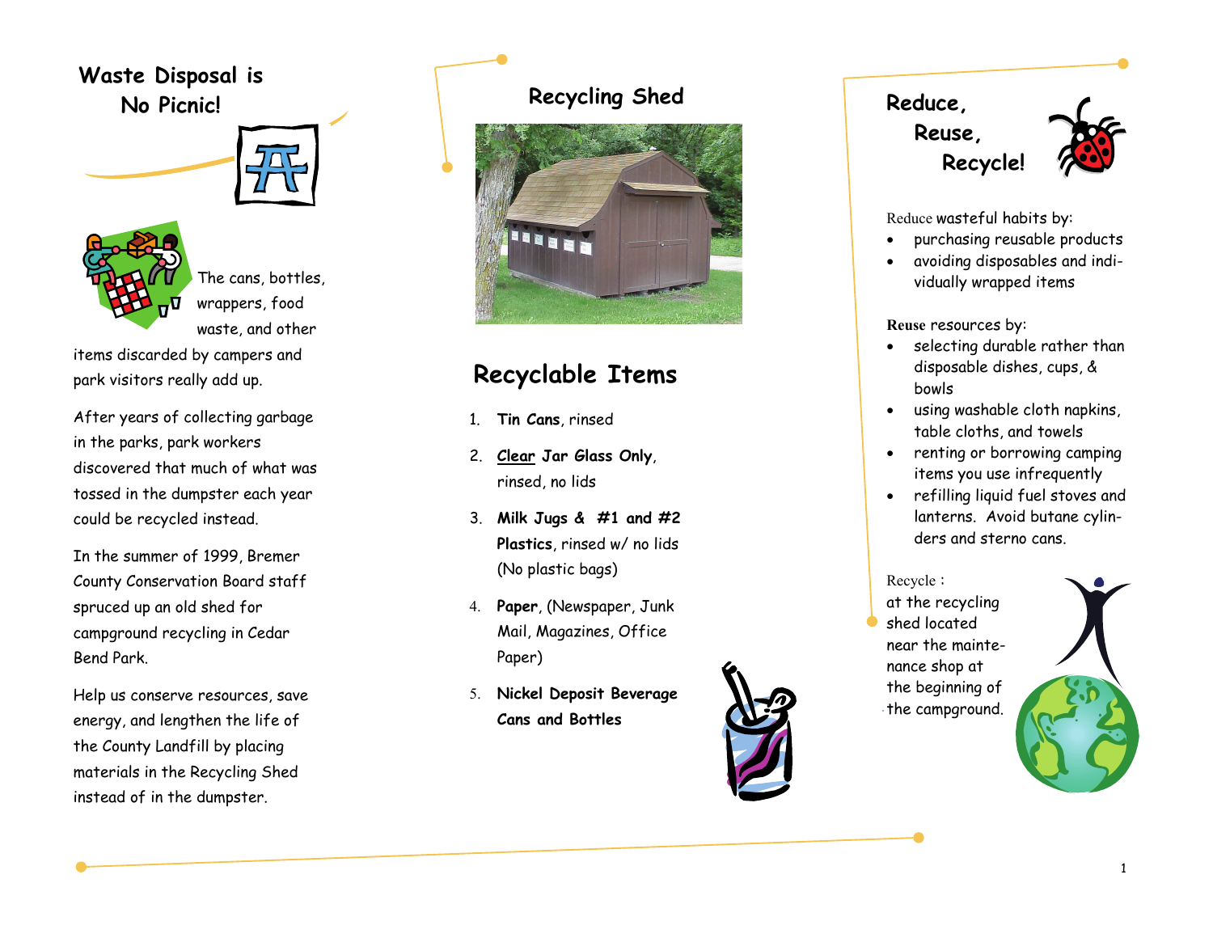## Waste Disposal is No Picnic!

The cans, bottles, wrappers, food waste, and other items discarded by campers and park visitors really add up.

After years of collecting garbage in the parks, park workers discovered that much of what was tossed in the dumpster each year could be recycled instead.

In the summer of 1999, Bremer County Conservation Board staff spruced up an old shed for campground recycling in Cedar Bend Park.

Help us conserve resources, save energy, and lengthen the life of the County Landfill by placing materials in the Recycling Shed instead of in the dumpster.

## Recycling Shed

## Recyclable Items

1. **Tin Cans**, rinsed
2. **Clear Jar Glass Only**, rinsed, no lids
3. **Milk Jugs & #1 and #2 Plastics**, rinsed w/ no lids (No plastic bags)
4. **Paper**, (Newspaper, Junk Mail, Magazines, Office Paper)
5. **Nickel Deposit Beverage Cans and Bottles**

## Reduce, Reuse, Recycle!

**Reduce** wasteful habits by:

- purchasing reusable products
- avoiding disposables and individually wrapped items

**Reuse** resources by:

- selecting durable rather than disposable dishes, cups, & bowls
- using washable cloth napkins, table cloths, and towels
- renting or borrowing camping items you use infrequently
- refilling liquid fuel stoves and lanterns. Avoid butane cylinders and sterno cans.

**Recycle** :
at the recycling shed located near the maintenance shop at the beginning of the campground.